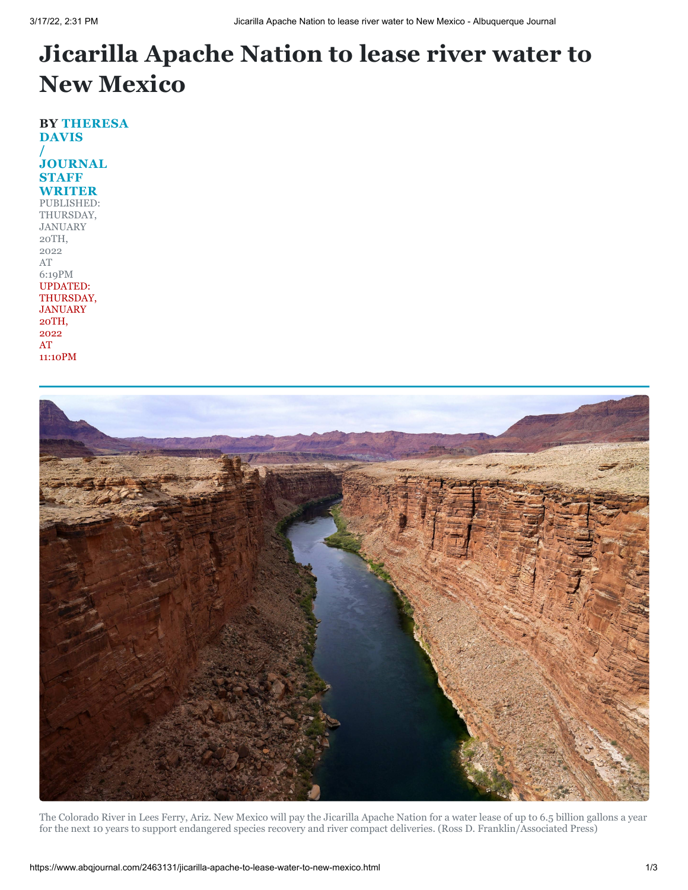# Jicarilla Apache Nation to lease river water to New Mexico

**BY THERESA DAVIS / JOURNAL STAFF WRITER**

PUBLISHED: THURSDAY, JANUARY 20TH, 2022 AT 6:19PM

UPDATED: THURSDAY, JANUARY 20TH, 2022 AT 11:10PM

The Colorado River in Lees Ferry, Ariz. New Mexico will pay the Jicarilla Apache Nation for a water lease of up to 6.5 billion gallons a year for the next 10 years to support endangered species recovery and river compact deliveries. (Ross D. Franklin/Associated Press)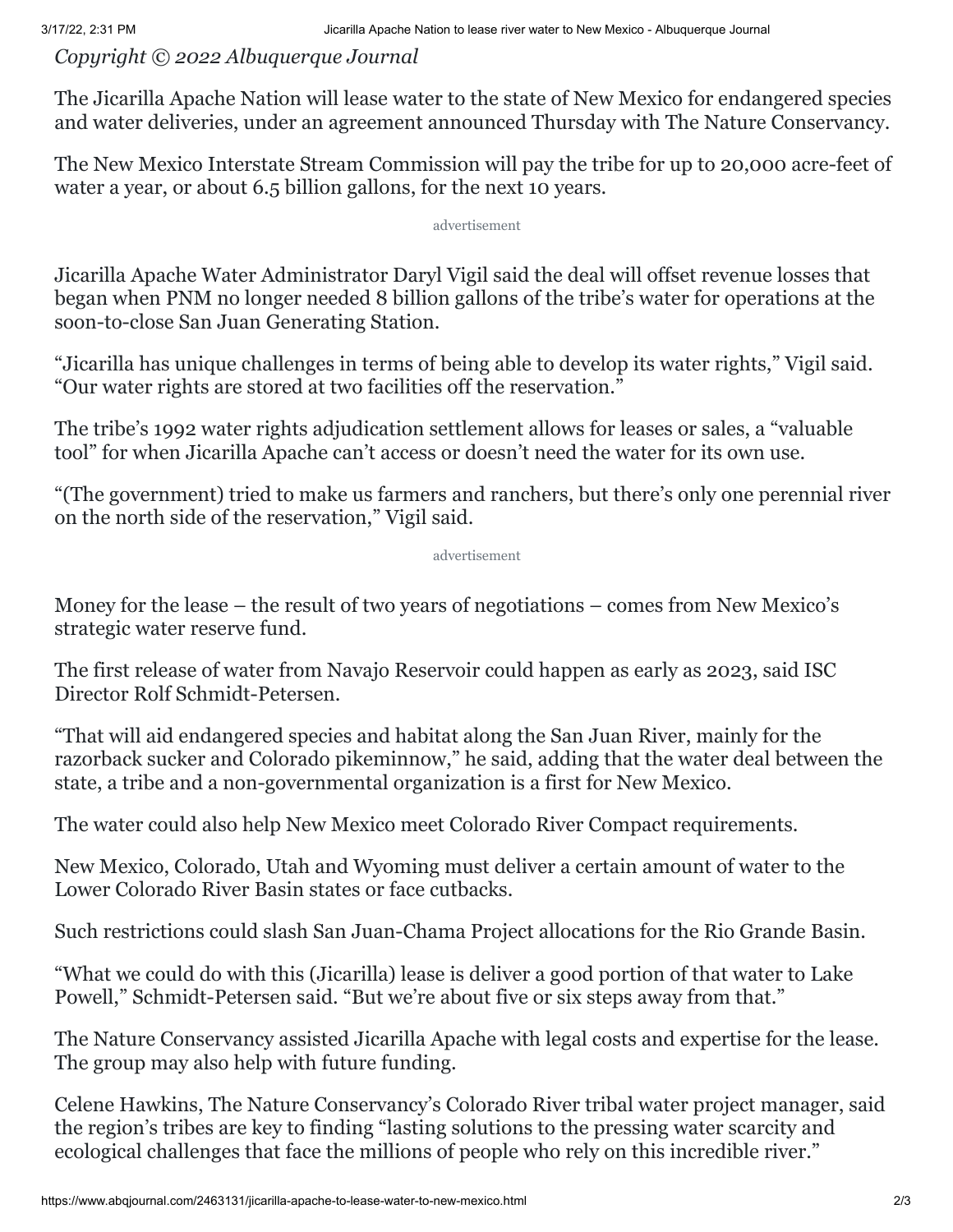*Copyright © 2022 Albuquerque Journal*

The Jicarilla Apache Nation will lease water to the state of New Mexico for endangered species and water deliveries, under an agreement announced Thursday with The Nature Conservancy.

The New Mexico Interstate Stream Commission will pay the tribe for up to 20,000 acre-feet of water a year, or about 6.5 billion gallons, for the next 10 years.

Jicarilla Apache Water Administrator Daryl Vigil said the deal will offset revenue losses that began when PNM no longer needed 8 billion gallons of the tribe's water for operations at the soon-to-close San Juan Generating Station.

"Jicarilla has unique challenges in terms of being able to develop its water rights," Vigil said. "Our water rights are stored at two facilities off the reservation."

The tribe's 1992 water rights adjudication settlement allows for leases or sales, a "valuable tool" for when Jicarilla Apache can't access or doesn't need the water for its own use.

"(The government) tried to make us farmers and ranchers, but there's only one perennial river on the north side of the reservation," Vigil said.

Money for the lease – the result of two years of negotiations – comes from New Mexico's strategic water reserve fund.

The first release of water from Navajo Reservoir could happen as early as 2023, said ISC Director Rolf Schmidt-Petersen.

"That will aid endangered species and habitat along the San Juan River, mainly for the razorback sucker and Colorado pikeminnow," he said, adding that the water deal between the state, a tribe and a non-governmental organization is a first for New Mexico.

The water could also help New Mexico meet Colorado River Compact requirements.

New Mexico, Colorado, Utah and Wyoming must deliver a certain amount of water to the Lower Colorado River Basin states or face cutbacks.

Such restrictions could slash San Juan-Chama Project allocations for the Rio Grande Basin.

"What we could do with this (Jicarilla) lease is deliver a good portion of that water to Lake Powell," Schmidt-Petersen said. "But we're about five or six steps away from that."

The Nature Conservancy assisted Jicarilla Apache with legal costs and expertise for the lease. The group may also help with future funding.

Celene Hawkins, The Nature Conservancy's Colorado River tribal water project manager, said the region's tribes are key to finding "lasting solutions to the pressing water scarcity and ecological challenges that face the millions of people who rely on this incredible river."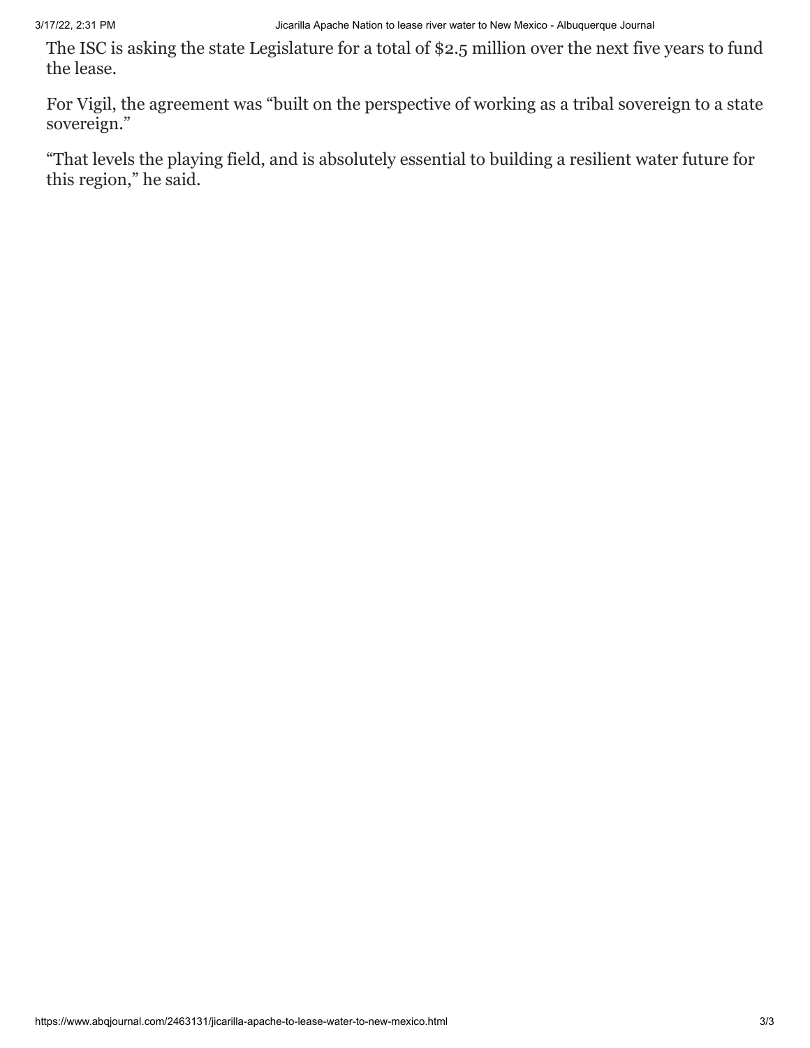The ISC is asking the state Legislature for a total of $2.5 million over the next five years to fund the lease.

For Vigil, the agreement was "built on the perspective of working as a tribal sovereign to a state sovereign."

"That levels the playing field, and is absolutely essential to building a resilient water future for this region," he said.